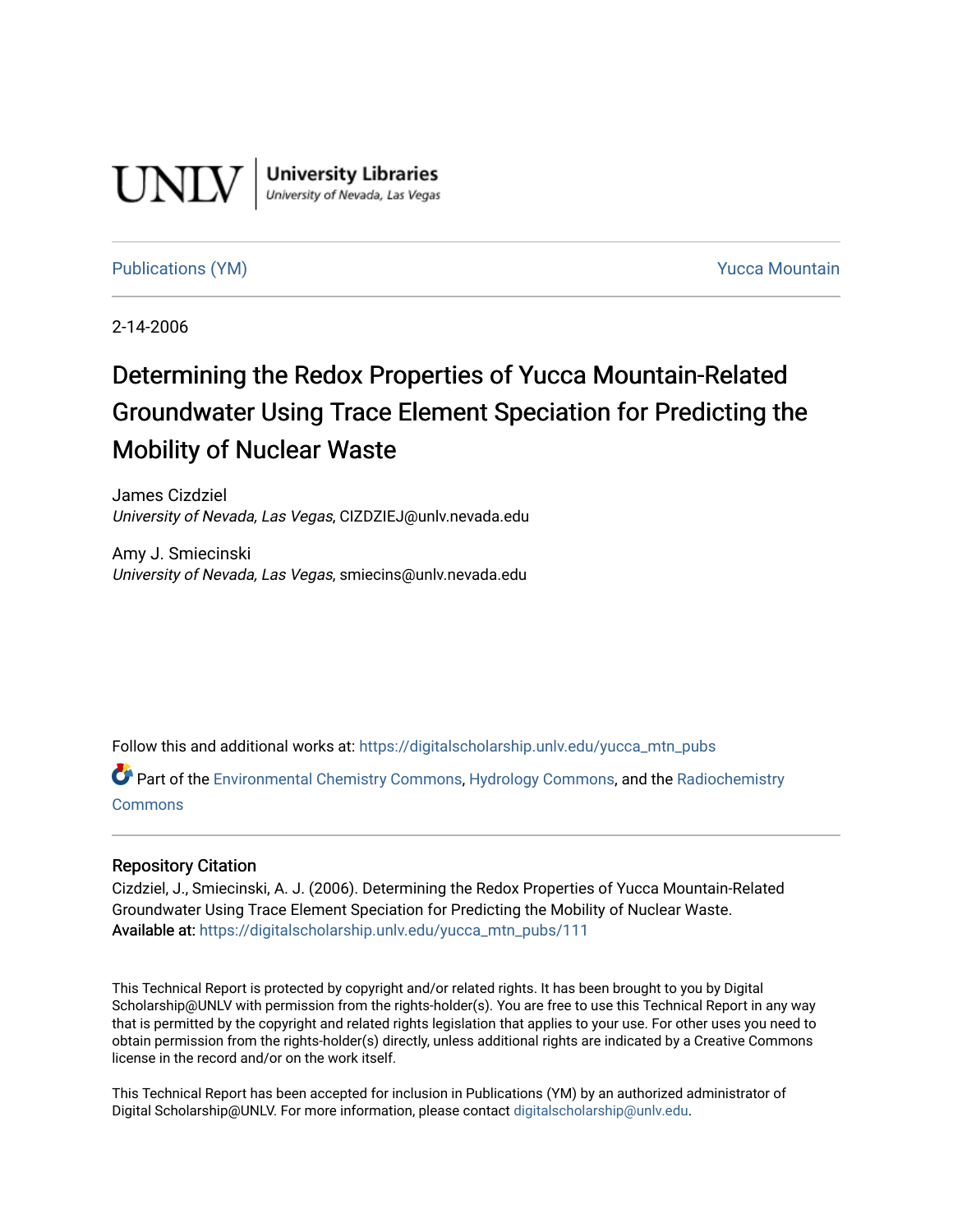UNLV | University Libraries
University of Nevada, Las Vegas

Publications (YM) | Yucca Mountain

2-14-2006

# Determining the Redox Properties of Yucca Mountain-Related Groundwater Using Trace Element Speciation for Predicting the Mobility of Nuclear Waste

James Cizdziel
*University of Nevada, Las Vegas*, CIZDZIEJ@unlv.nevada.edu

Amy J. Smiecinski
*University of Nevada, Las Vegas*, smiecins@unlv.nevada.edu

Follow this and additional works at: https://digitalscholarship.unlv.edu/yucca_mtn_pubs

Part of the Environmental Chemistry Commons, Hydrology Commons, and the Radiochemistry Commons

## Repository Citation

Cizdziel, J., Smiecinski, A. J. (2006). Determining the Redox Properties of Yucca Mountain-Related Groundwater Using Trace Element Speciation for Predicting the Mobility of Nuclear Waste.
**Available at:** https://digitalscholarship.unlv.edu/yucca_mtn_pubs/111

This Technical Report is protected by copyright and/or related rights. It has been brought to you by Digital Scholarship@UNLV with permission from the rights-holder(s). You are free to use this Technical Report in any way that is permitted by the copyright and related rights legislation that applies to your use. For other uses you need to obtain permission from the rights-holder(s) directly, unless additional rights are indicated by a Creative Commons license in the record and/or on the work itself.

This Technical Report has been accepted for inclusion in Publications (YM) by an authorized administrator of Digital Scholarship@UNLV. For more information, please contact digitalscholarship@unlv.edu.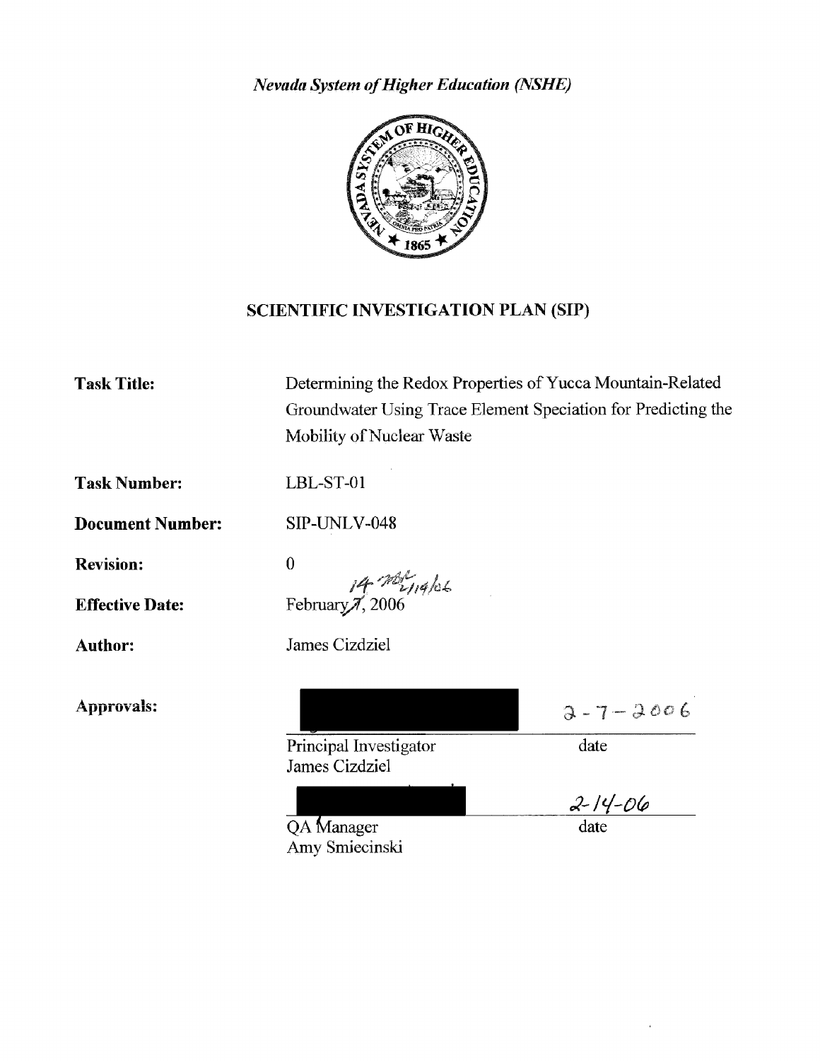*Nevada System of Higher Education (NSHE)*

## SCIENTIFIC INVESTIGATION PLAN (SIP)

**Task Title:** Determining the Redox Properties of Yucca Mountain-Related Groundwater Using Trace Element Speciation for Predicting the Mobility of Nuclear Waste

**Task Number:** LBL-ST-01

**Document Number:** SIP-UNLV-048

**Revision:** 0

**Effective Date:** February 7, 2006 (handwritten correction: 14; 2/14/06)

**Author:** James Cizdziel

**Approvals:**

| | |
|---|---|
| [signature redacted] | 2-7-2006 |
| Principal Investigator<br>James Cizdziel | date |
| [signature redacted] | 2-14-06 |
| QA Manager<br>Amy Smiecinski | date |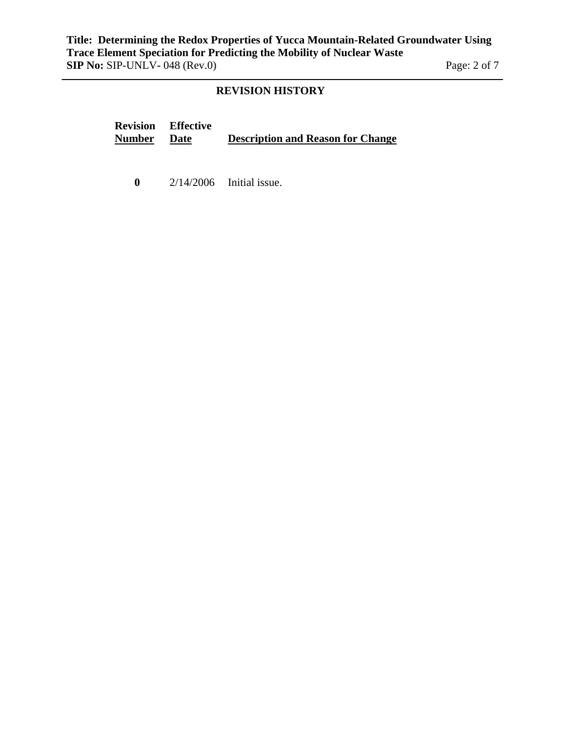## REVISION HISTORY

| Revision Number | Effective Date | Description and Reason for Change |
|---|---|---|
| **0** | 2/14/2006 | Initial issue. |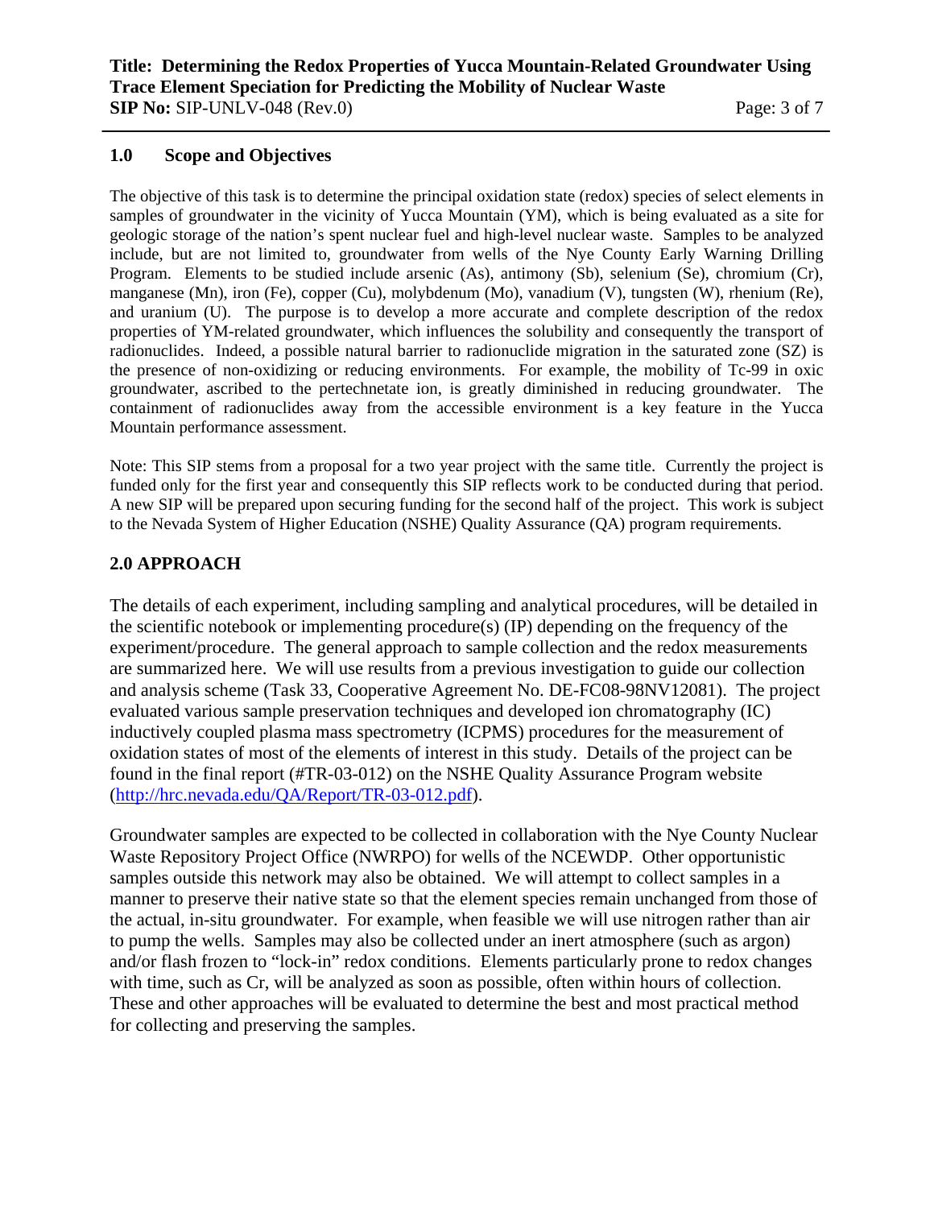## 1.0 Scope and Objectives

The objective of this task is to determine the principal oxidation state (redox) species of select elements in samples of groundwater in the vicinity of Yucca Mountain (YM), which is being evaluated as a site for geologic storage of the nation's spent nuclear fuel and high-level nuclear waste. Samples to be analyzed include, but are not limited to, groundwater from wells of the Nye County Early Warning Drilling Program. Elements to be studied include arsenic (As), antimony (Sb), selenium (Se), chromium (Cr), manganese (Mn), iron (Fe), copper (Cu), molybdenum (Mo), vanadium (V), tungsten (W), rhenium (Re), and uranium (U). The purpose is to develop a more accurate and complete description of the redox properties of YM-related groundwater, which influences the solubility and consequently the transport of radionuclides. Indeed, a possible natural barrier to radionuclide migration in the saturated zone (SZ) is the presence of non-oxidizing or reducing environments. For example, the mobility of Tc-99 in oxic groundwater, ascribed to the pertechnetate ion, is greatly diminished in reducing groundwater. The containment of radionuclides away from the accessible environment is a key feature in the Yucca Mountain performance assessment.

Note: This SIP stems from a proposal for a two year project with the same title. Currently the project is funded only for the first year and consequently this SIP reflects work to be conducted during that period. A new SIP will be prepared upon securing funding for the second half of the project. This work is subject to the Nevada System of Higher Education (NSHE) Quality Assurance (QA) program requirements.

## 2.0 APPROACH

The details of each experiment, including sampling and analytical procedures, will be detailed in the scientific notebook or implementing procedure(s) (IP) depending on the frequency of the experiment/procedure. The general approach to sample collection and the redox measurements are summarized here. We will use results from a previous investigation to guide our collection and analysis scheme (Task 33, Cooperative Agreement No. DE-FC08-98NV12081). The project evaluated various sample preservation techniques and developed ion chromatography (IC) inductively coupled plasma mass spectrometry (ICPMS) procedures for the measurement of oxidation states of most of the elements of interest in this study. Details of the project can be found in the final report (#TR-03-012) on the NSHE Quality Assurance Program website (http://hrc.nevada.edu/QA/Report/TR-03-012.pdf).

Groundwater samples are expected to be collected in collaboration with the Nye County Nuclear Waste Repository Project Office (NWRPO) for wells of the NCEWDP. Other opportunistic samples outside this network may also be obtained. We will attempt to collect samples in a manner to preserve their native state so that the element species remain unchanged from those of the actual, in-situ groundwater. For example, when feasible we will use nitrogen rather than air to pump the wells. Samples may also be collected under an inert atmosphere (such as argon) and/or flash frozen to "lock-in" redox conditions. Elements particularly prone to redox changes with time, such as Cr, will be analyzed as soon as possible, often within hours of collection. These and other approaches will be evaluated to determine the best and most practical method for collecting and preserving the samples.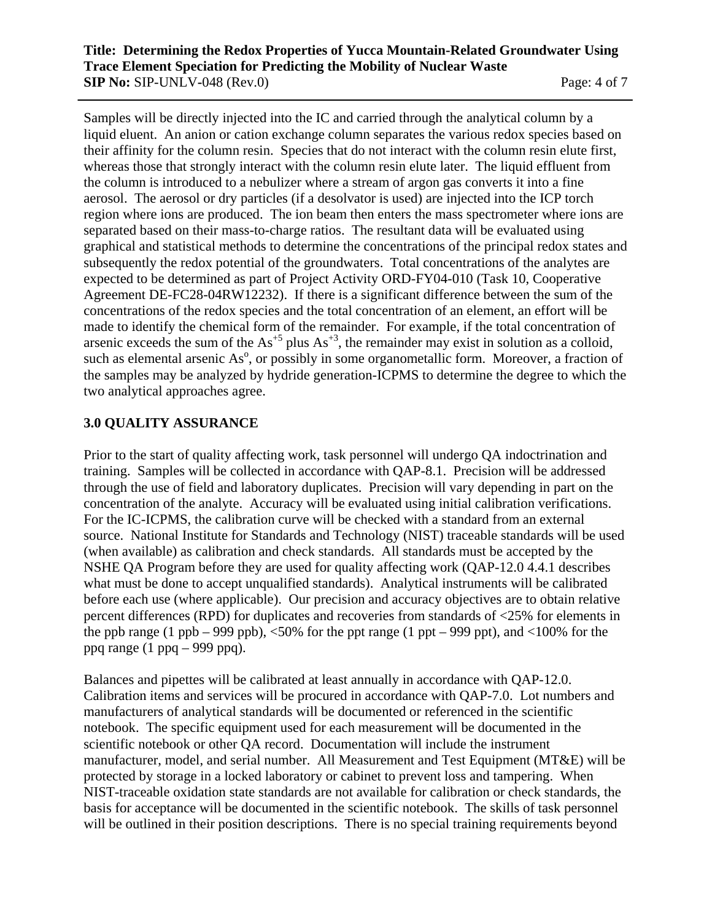Samples will be directly injected into the IC and carried through the analytical column by a liquid eluent. An anion or cation exchange column separates the various redox species based on their affinity for the column resin. Species that do not interact with the column resin elute first, whereas those that strongly interact with the column resin elute later. The liquid effluent from the column is introduced to a nebulizer where a stream of argon gas converts it into a fine aerosol. The aerosol or dry particles (if a desolvator is used) are injected into the ICP torch region where ions are produced. The ion beam then enters the mass spectrometer where ions are separated based on their mass-to-charge ratios. The resultant data will be evaluated using graphical and statistical methods to determine the concentrations of the principal redox states and subsequently the redox potential of the groundwaters. Total concentrations of the analytes are expected to be determined as part of Project Activity ORD-FY04-010 (Task 10, Cooperative Agreement DE-FC28-04RW12232). If there is a significant difference between the sum of the concentrations of the redox species and the total concentration of an element, an effort will be made to identify the chemical form of the remainder. For example, if the total concentration of arsenic exceeds the sum of the $As^{+5}$ plus $As^{+3}$, the remainder may exist in solution as a colloid, such as elemental arsenic $As^{o}$, or possibly in some organometallic form. Moreover, a fraction of the samples may be analyzed by hydride generation-ICPMS to determine the degree to which the two analytical approaches agree.

## 3.0 QUALITY ASSURANCE

Prior to the start of quality affecting work, task personnel will undergo QA indoctrination and training. Samples will be collected in accordance with QAP-8.1. Precision will be addressed through the use of field and laboratory duplicates. Precision will vary depending in part on the concentration of the analyte. Accuracy will be evaluated using initial calibration verifications. For the IC-ICPMS, the calibration curve will be checked with a standard from an external source. National Institute for Standards and Technology (NIST) traceable standards will be used (when available) as calibration and check standards. All standards must be accepted by the NSHE QA Program before they are used for quality affecting work (QAP-12.0 4.4.1 describes what must be done to accept unqualified standards). Analytical instruments will be calibrated before each use (where applicable). Our precision and accuracy objectives are to obtain relative percent differences (RPD) for duplicates and recoveries from standards of <25% for elements in the ppb range (1 ppb – 999 ppb), <50% for the ppt range (1 ppt – 999 ppt), and <100% for the ppq range (1 ppq – 999 ppq).

Balances and pipettes will be calibrated at least annually in accordance with QAP-12.0. Calibration items and services will be procured in accordance with QAP-7.0. Lot numbers and manufacturers of analytical standards will be documented or referenced in the scientific notebook. The specific equipment used for each measurement will be documented in the scientific notebook or other QA record. Documentation will include the instrument manufacturer, model, and serial number. All Measurement and Test Equipment (MT&E) will be protected by storage in a locked laboratory or cabinet to prevent loss and tampering. When NIST-traceable oxidation state standards are not available for calibration or check standards, the basis for acceptance will be documented in the scientific notebook. The skills of task personnel will be outlined in their position descriptions. There is no special training requirements beyond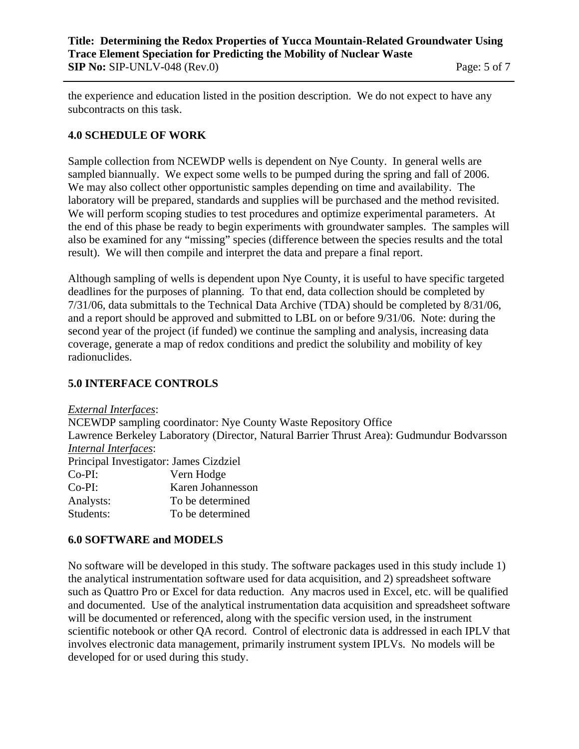the experience and education listed in the position description. We do not expect to have any subcontracts on this task.

## 4.0 SCHEDULE OF WORK

Sample collection from NCEWDP wells is dependent on Nye County. In general wells are sampled biannually. We expect some wells to be pumped during the spring and fall of 2006. We may also collect other opportunistic samples depending on time and availability. The laboratory will be prepared, standards and supplies will be purchased and the method revisited. We will perform scoping studies to test procedures and optimize experimental parameters. At the end of this phase be ready to begin experiments with groundwater samples. The samples will also be examined for any "missing" species (difference between the species results and the total result). We will then compile and interpret the data and prepare a final report.

Although sampling of wells is dependent upon Nye County, it is useful to have specific targeted deadlines for the purposes of planning. To that end, data collection should be completed by 7/31/06, data submittals to the Technical Data Archive (TDA) should be completed by 8/31/06, and a report should be approved and submitted to LBL on or before 9/31/06. Note: during the second year of the project (if funded) we continue the sampling and analysis, increasing data coverage, generate a map of redox conditions and predict the solubility and mobility of key radionuclides.

## 5.0 INTERFACE CONTROLS

*External Interfaces*:
NCEWDP sampling coordinator: Nye County Waste Repository Office
Lawrence Berkeley Laboratory (Director, Natural Barrier Thrust Area): Gudmundur Bodvarsson
*Internal Interfaces*:
Principal Investigator: James Cizdziel
Co-PI: Vern Hodge
Co-PI: Karen Johannesson
Analysts: To be determined
Students: To be determined

## 6.0 SOFTWARE and MODELS

No software will be developed in this study. The software packages used in this study include 1) the analytical instrumentation software used for data acquisition, and 2) spreadsheet software such as Quattro Pro or Excel for data reduction. Any macros used in Excel, etc. will be qualified and documented. Use of the analytical instrumentation data acquisition and spreadsheet software will be documented or referenced, along with the specific version used, in the instrument scientific notebook or other QA record. Control of electronic data is addressed in each IPLV that involves electronic data management, primarily instrument system IPLVs. No models will be developed for or used during this study.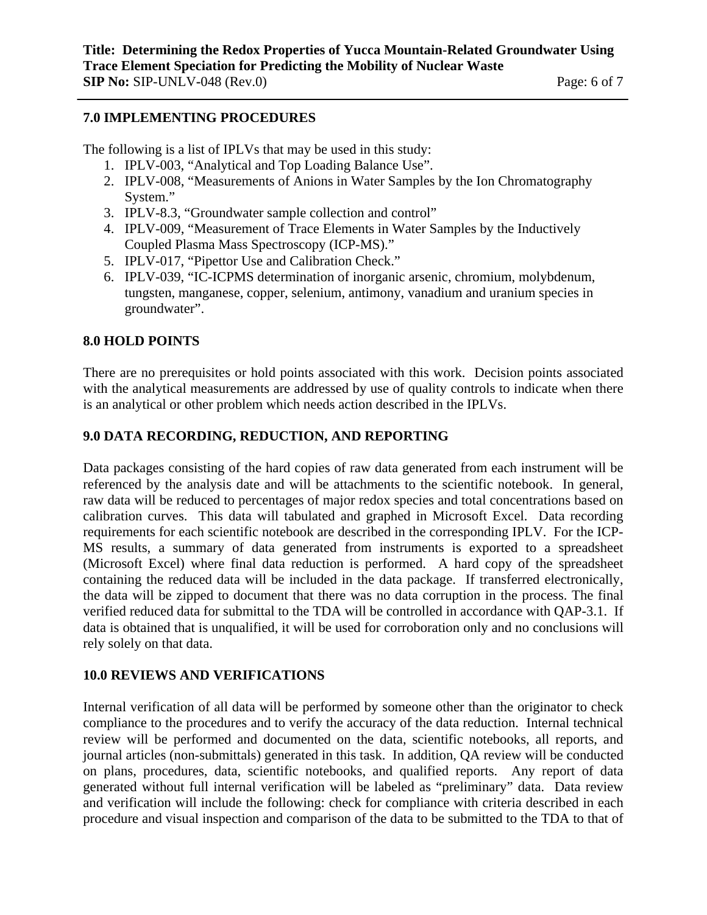## 7.0 IMPLEMENTING PROCEDURES

The following is a list of IPLVs that may be used in this study:

1. IPLV-003, "Analytical and Top Loading Balance Use".
2. IPLV-008, "Measurements of Anions in Water Samples by the Ion Chromatography System."
3. IPLV-8.3, "Groundwater sample collection and control"
4. IPLV-009, "Measurement of Trace Elements in Water Samples by the Inductively Coupled Plasma Mass Spectroscopy (ICP-MS)."
5. IPLV-017, "Pipettor Use and Calibration Check."
6. IPLV-039, "IC-ICPMS determination of inorganic arsenic, chromium, molybdenum, tungsten, manganese, copper, selenium, antimony, vanadium and uranium species in groundwater".

## 8.0 HOLD POINTS

There are no prerequisites or hold points associated with this work. Decision points associated with the analytical measurements are addressed by use of quality controls to indicate when there is an analytical or other problem which needs action described in the IPLVs.

## 9.0 DATA RECORDING, REDUCTION, AND REPORTING

Data packages consisting of the hard copies of raw data generated from each instrument will be referenced by the analysis date and will be attachments to the scientific notebook. In general, raw data will be reduced to percentages of major redox species and total concentrations based on calibration curves. This data will tabulated and graphed in Microsoft Excel. Data recording requirements for each scientific notebook are described in the corresponding IPLV. For the ICP-MS results, a summary of data generated from instruments is exported to a spreadsheet (Microsoft Excel) where final data reduction is performed. A hard copy of the spreadsheet containing the reduced data will be included in the data package. If transferred electronically, the data will be zipped to document that there was no data corruption in the process. The final verified reduced data for submittal to the TDA will be controlled in accordance with QAP-3.1. If data is obtained that is unqualified, it will be used for corroboration only and no conclusions will rely solely on that data.

## 10.0 REVIEWS AND VERIFICATIONS

Internal verification of all data will be performed by someone other than the originator to check compliance to the procedures and to verify the accuracy of the data reduction. Internal technical review will be performed and documented on the data, scientific notebooks, all reports, and journal articles (non-submittals) generated in this task. In addition, QA review will be conducted on plans, procedures, data, scientific notebooks, and qualified reports. Any report of data generated without full internal verification will be labeled as "preliminary" data. Data review and verification will include the following: check for compliance with criteria described in each procedure and visual inspection and comparison of the data to be submitted to the TDA to that of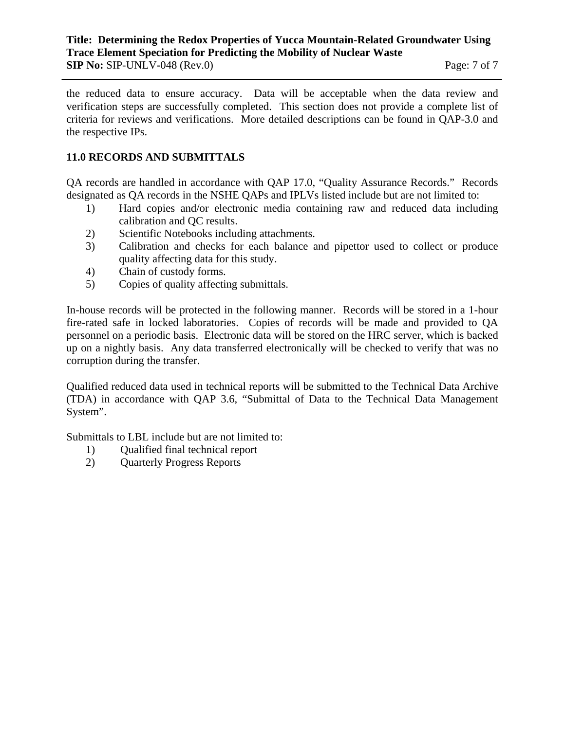the reduced data to ensure accuracy. Data will be acceptable when the data review and verification steps are successfully completed. This section does not provide a complete list of criteria for reviews and verifications. More detailed descriptions can be found in QAP-3.0 and the respective IPs.

## 11.0 RECORDS AND SUBMITTALS

QA records are handled in accordance with QAP 17.0, "Quality Assurance Records." Records designated as QA records in the NSHE QAPs and IPLVs listed include but are not limited to:

1) Hard copies and/or electronic media containing raw and reduced data including calibration and QC results.
2) Scientific Notebooks including attachments.
3) Calibration and checks for each balance and pipettor used to collect or produce quality affecting data for this study.
4) Chain of custody forms.
5) Copies of quality affecting submittals.

In-house records will be protected in the following manner. Records will be stored in a 1-hour fire-rated safe in locked laboratories. Copies of records will be made and provided to QA personnel on a periodic basis. Electronic data will be stored on the HRC server, which is backed up on a nightly basis. Any data transferred electronically will be checked to verify that was no corruption during the transfer.

Qualified reduced data used in technical reports will be submitted to the Technical Data Archive (TDA) in accordance with QAP 3.6, "Submittal of Data to the Technical Data Management System".

Submittals to LBL include but are not limited to:

1) Qualified final technical report
2) Quarterly Progress Reports